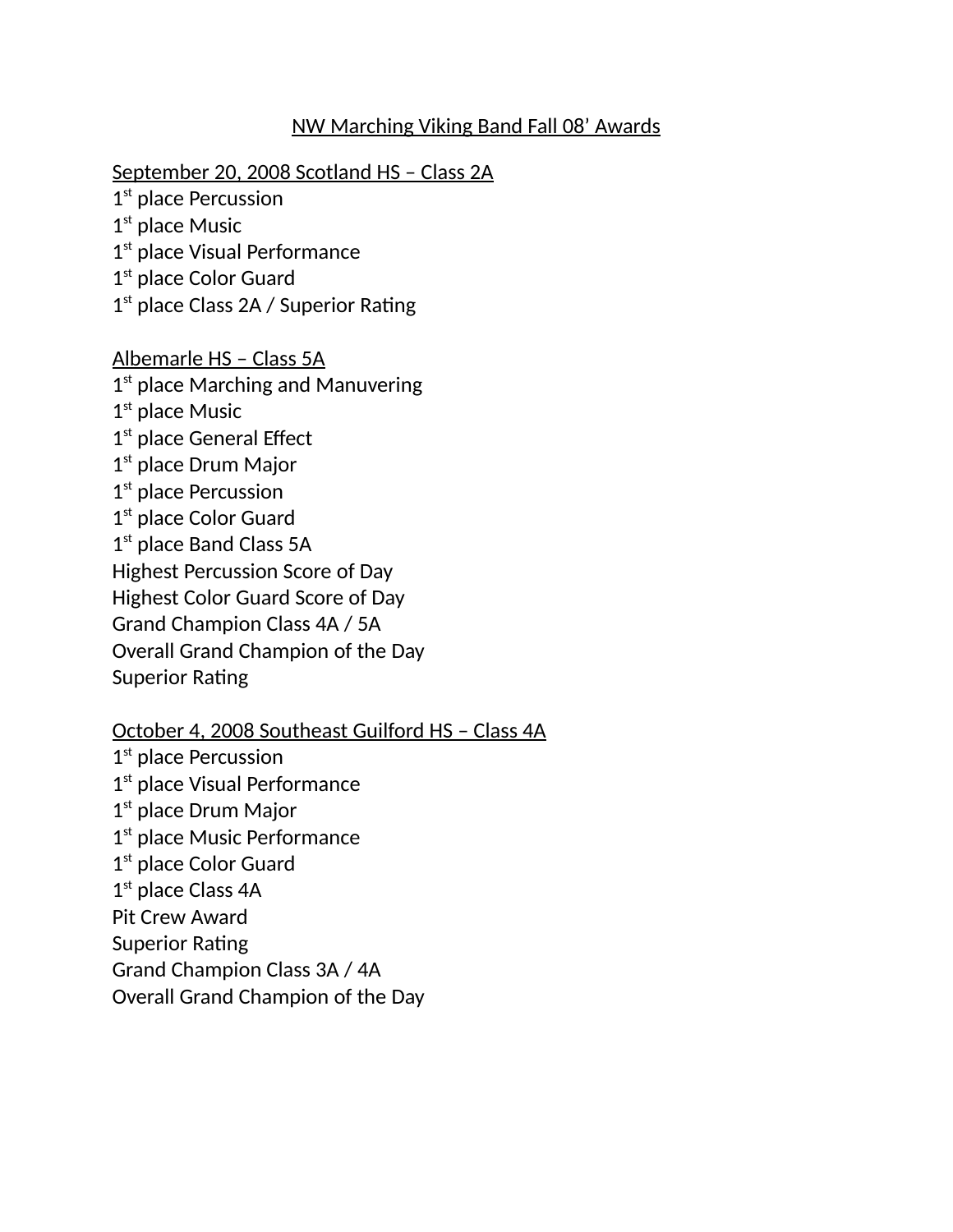# NW Marching Viking Band Fall 08' Awards

**September 20, 2008 Scotland HS – Class 2A**

1st place Percussion
1st place Music
1st place Visual Performance
1st place Color Guard
1st place Class 2A / Superior Rating

**Albemarle HS – Class 5A**

1st place Marching and Manuvering
1st place Music
1st place General Effect
1st place Drum Major
1st place Percussion
1st place Color Guard
1st place Band Class 5A
Highest Percussion Score of Day
Highest Color Guard Score of Day
Grand Champion Class 4A / 5A
Overall Grand Champion of the Day
Superior Rating

**October 4, 2008 Southeast Guilford HS – Class 4A**

1st place Percussion
1st place Visual Performance
1st place Drum Major
1st place Music Performance
1st place Color Guard
1st place Class 4A
Pit Crew Award
Superior Rating
Grand Champion Class 3A / 4A
Overall Grand Champion of the Day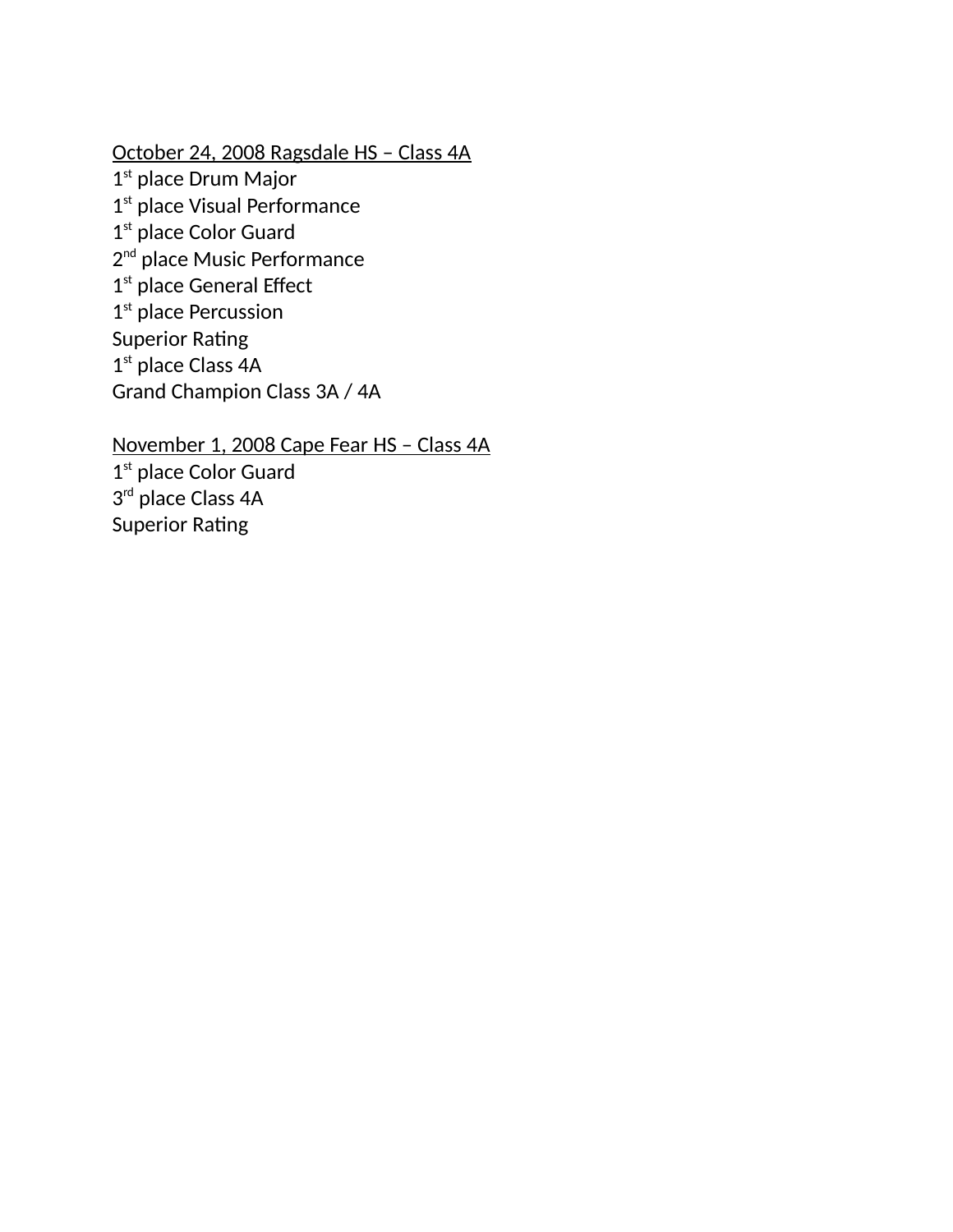<u>October 24, 2008 Ragsdale HS – Class 4A</u>
1st place Drum Major
1st place Visual Performance
1st place Color Guard
2nd place Music Performance
1st place General Effect
1st place Percussion
Superior Rating
1st place Class 4A
Grand Champion Class 3A / 4A

<u>November 1, 2008 Cape Fear HS – Class 4A</u>
1st place Color Guard
3rd place Class 4A
Superior Rating